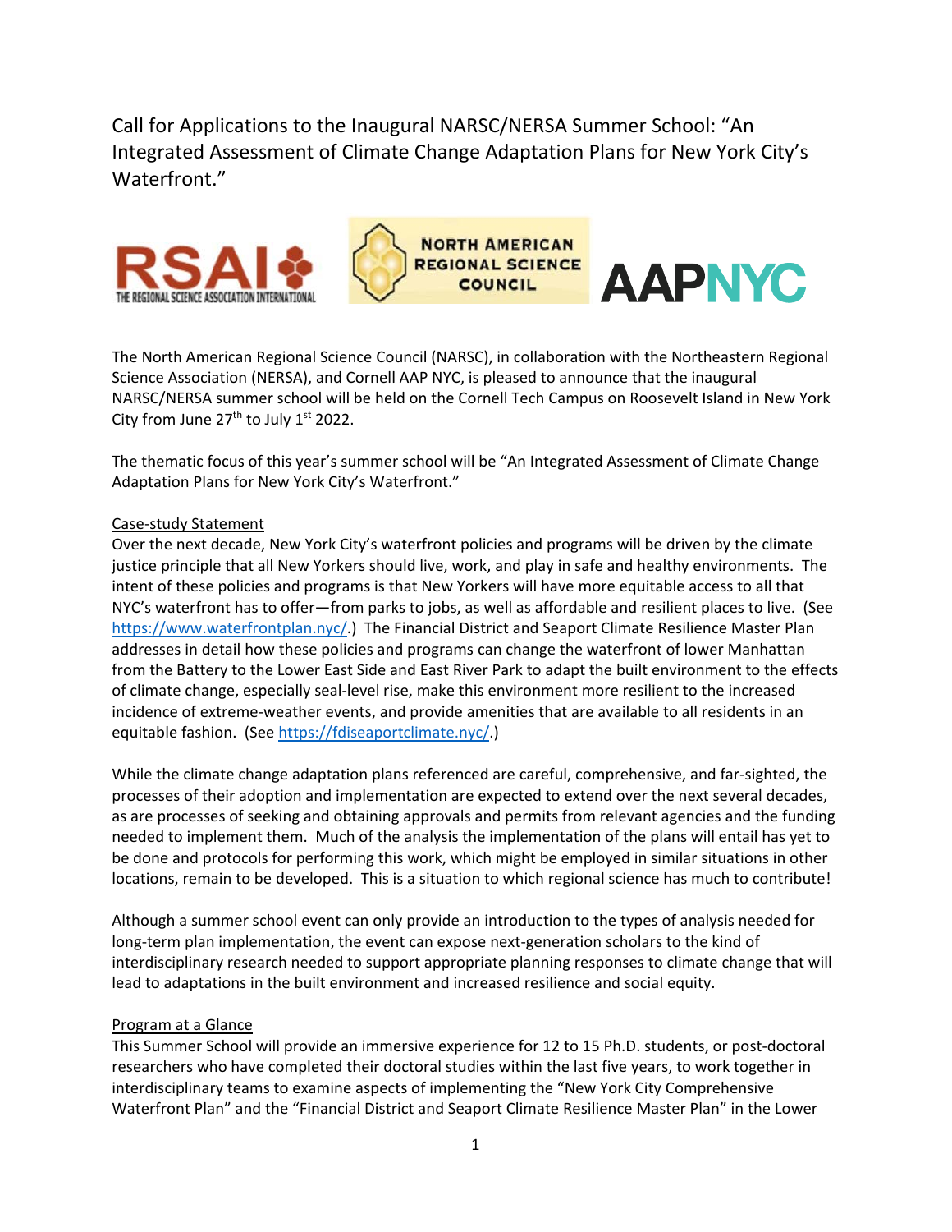# Call for Applications to the Inaugural NARSC/NERSA Summer School: "An Integrated Assessment of Climate Change Adaptation Plans for New York City's Waterfront."

The North American Regional Science Council (NARSC), in collaboration with the Northeastern Regional Science Association (NERSA), and Cornell AAP NYC, is pleased to announce that the inaugural NARSC/NERSA summer school will be held on the Cornell Tech Campus on Roosevelt Island in New York City from June 27th to July 1st 2022.

The thematic focus of this year's summer school will be "An Integrated Assessment of Climate Change Adaptation Plans for New York City's Waterfront."

## Case-study Statement

Over the next decade, New York City's waterfront policies and programs will be driven by the climate justice principle that all New Yorkers should live, work, and play in safe and healthy environments. The intent of these policies and programs is that New Yorkers will have more equitable access to all that NYC's waterfront has to offer—from parks to jobs, as well as affordable and resilient places to live. (See https://www.waterfrontplan.nyc/.) The Financial District and Seaport Climate Resilience Master Plan addresses in detail how these policies and programs can change the waterfront of lower Manhattan from the Battery to the Lower East Side and East River Park to adapt the built environment to the effects of climate change, especially seal-level rise, make this environment more resilient to the increased incidence of extreme-weather events, and provide amenities that are available to all residents in an equitable fashion. (See https://fdiseaportclimate.nyc/.)

While the climate change adaptation plans referenced are careful, comprehensive, and far-sighted, the processes of their adoption and implementation are expected to extend over the next several decades, as are processes of seeking and obtaining approvals and permits from relevant agencies and the funding needed to implement them. Much of the analysis the implementation of the plans will entail has yet to be done and protocols for performing this work, which might be employed in similar situations in other locations, remain to be developed. This is a situation to which regional science has much to contribute!

Although a summer school event can only provide an introduction to the types of analysis needed for long-term plan implementation, the event can expose next-generation scholars to the kind of interdisciplinary research needed to support appropriate planning responses to climate change that will lead to adaptations in the built environment and increased resilience and social equity.

## Program at a Glance

This Summer School will provide an immersive experience for 12 to 15 Ph.D. students, or post-doctoral researchers who have completed their doctoral studies within the last five years, to work together in interdisciplinary teams to examine aspects of implementing the "New York City Comprehensive Waterfront Plan" and the "Financial District and Seaport Climate Resilience Master Plan" in the Lower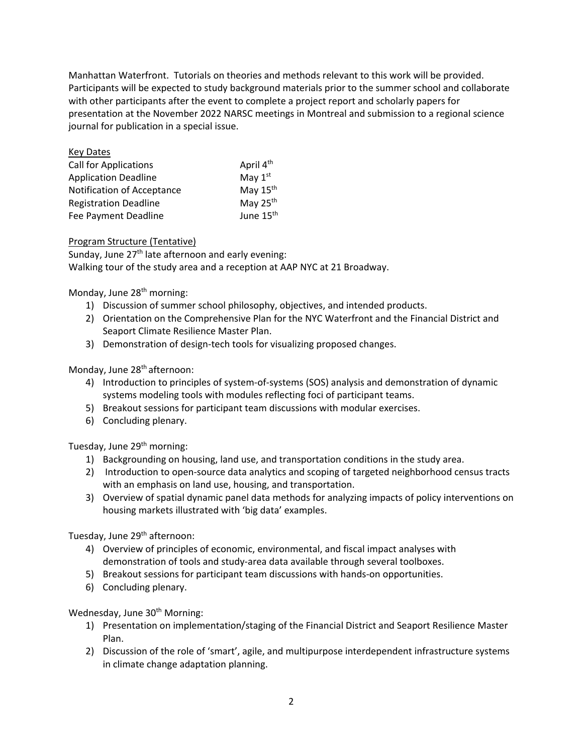Manhattan Waterfront. Tutorials on theories and methods relevant to this work will be provided. Participants will be expected to study background materials prior to the summer school and collaborate with other participants after the event to complete a project report and scholarly papers for presentation at the November 2022 NARSC meetings in Montreal and submission to a regional science journal for publication in a special issue.

<u>Key Dates</u>

| | |
|---|---|
| Call for Applications | April 4th |
| Application Deadline | May 1st |
| Notification of Acceptance | May 15th |
| Registration Deadline | May 25th |
| Fee Payment Deadline | June 15th |

<u>Program Structure (Tentative)</u>

Sunday, June 27th late afternoon and early evening:
Walking tour of the study area and a reception at AAP NYC at 21 Broadway.

Monday, June 28th morning:

1) Discussion of summer school philosophy, objectives, and intended products.
2) Orientation on the Comprehensive Plan for the NYC Waterfront and the Financial District and Seaport Climate Resilience Master Plan.
3) Demonstration of design-tech tools for visualizing proposed changes.

Monday, June 28th afternoon:

4) Introduction to principles of system-of-systems (SOS) analysis and demonstration of dynamic systems modeling tools with modules reflecting foci of participant teams.
5) Breakout sessions for participant team discussions with modular exercises.
6) Concluding plenary.

Tuesday, June 29th morning:

1) Backgrounding on housing, land use, and transportation conditions in the study area.
2) Introduction to open-source data analytics and scoping of targeted neighborhood census tracts with an emphasis on land use, housing, and transportation.
3) Overview of spatial dynamic panel data methods for analyzing impacts of policy interventions on housing markets illustrated with 'big data' examples.

Tuesday, June 29th afternoon:

4) Overview of principles of economic, environmental, and fiscal impact analyses with demonstration of tools and study-area data available through several toolboxes.
5) Breakout sessions for participant team discussions with hands-on opportunities.
6) Concluding plenary.

Wednesday, June 30th Morning:

1) Presentation on implementation/staging of the Financial District and Seaport Resilience Master Plan.
2) Discussion of the role of 'smart', agile, and multipurpose interdependent infrastructure systems in climate change adaptation planning.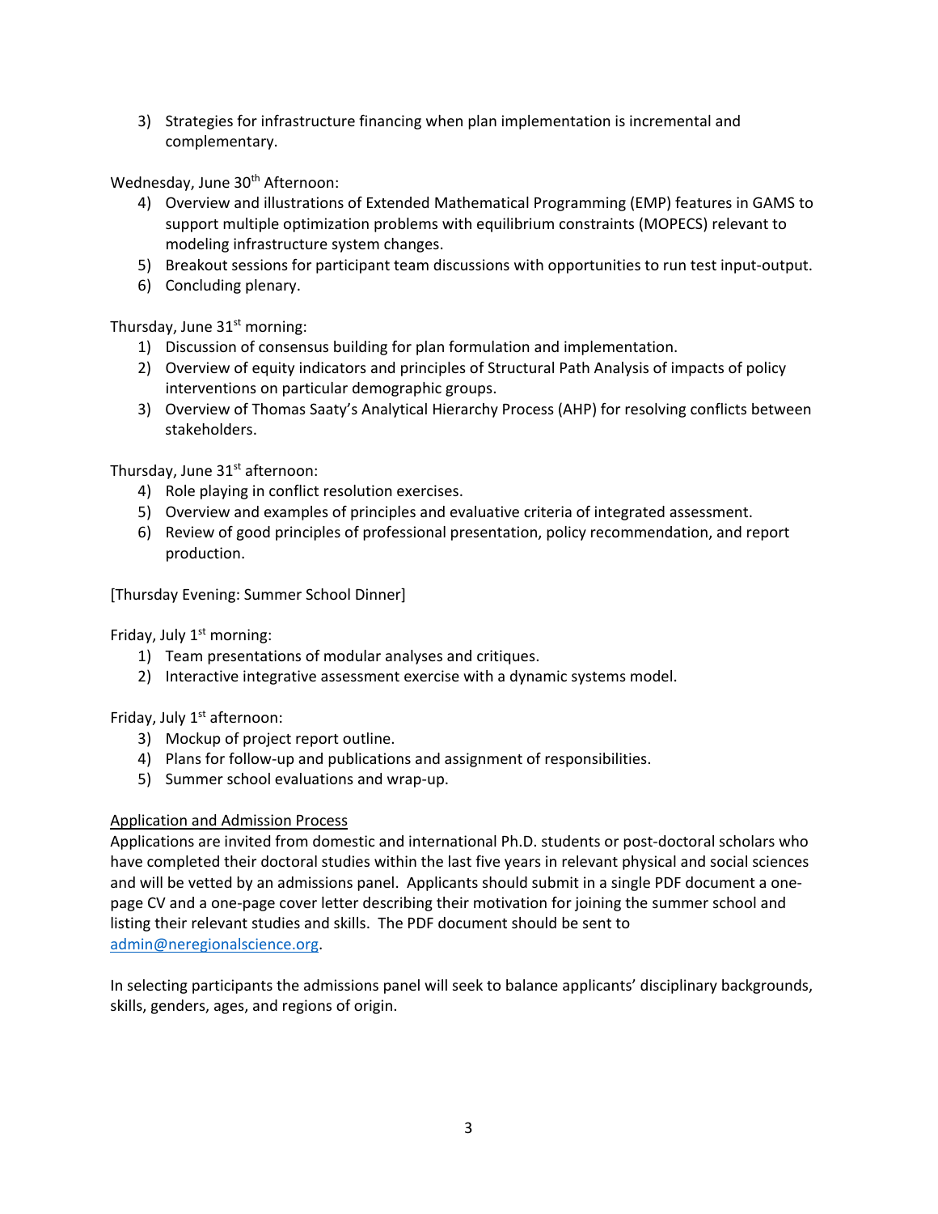3) Strategies for infrastructure financing when plan implementation is incremental and complementary.

Wednesday, June 30th Afternoon:

4) Overview and illustrations of Extended Mathematical Programming (EMP) features in GAMS to support multiple optimization problems with equilibrium constraints (MOPECS) relevant to modeling infrastructure system changes.
5) Breakout sessions for participant team discussions with opportunities to run test input-output.
6) Concluding plenary.

Thursday, June 31st morning:

1) Discussion of consensus building for plan formulation and implementation.
2) Overview of equity indicators and principles of Structural Path Analysis of impacts of policy interventions on particular demographic groups.
3) Overview of Thomas Saaty's Analytical Hierarchy Process (AHP) for resolving conflicts between stakeholders.

Thursday, June 31st afternoon:

4) Role playing in conflict resolution exercises.
5) Overview and examples of principles and evaluative criteria of integrated assessment.
6) Review of good principles of professional presentation, policy recommendation, and report production.

[Thursday Evening: Summer School Dinner]

Friday, July 1st morning:

1) Team presentations of modular analyses and critiques.
2) Interactive integrative assessment exercise with a dynamic systems model.

Friday, July 1st afternoon:

3) Mockup of project report outline.
4) Plans for follow-up and publications and assignment of responsibilities.
5) Summer school evaluations and wrap-up.

<u>Application and Admission Process</u>

Applications are invited from domestic and international Ph.D. students or post-doctoral scholars who have completed their doctoral studies within the last five years in relevant physical and social sciences and will be vetted by an admissions panel. Applicants should submit in a single PDF document a one-page CV and a one-page cover letter describing their motivation for joining the summer school and listing their relevant studies and skills. The PDF document should be sent to admin@neregionalscience.org.

In selecting participants the admissions panel will seek to balance applicants' disciplinary backgrounds, skills, genders, ages, and regions of origin.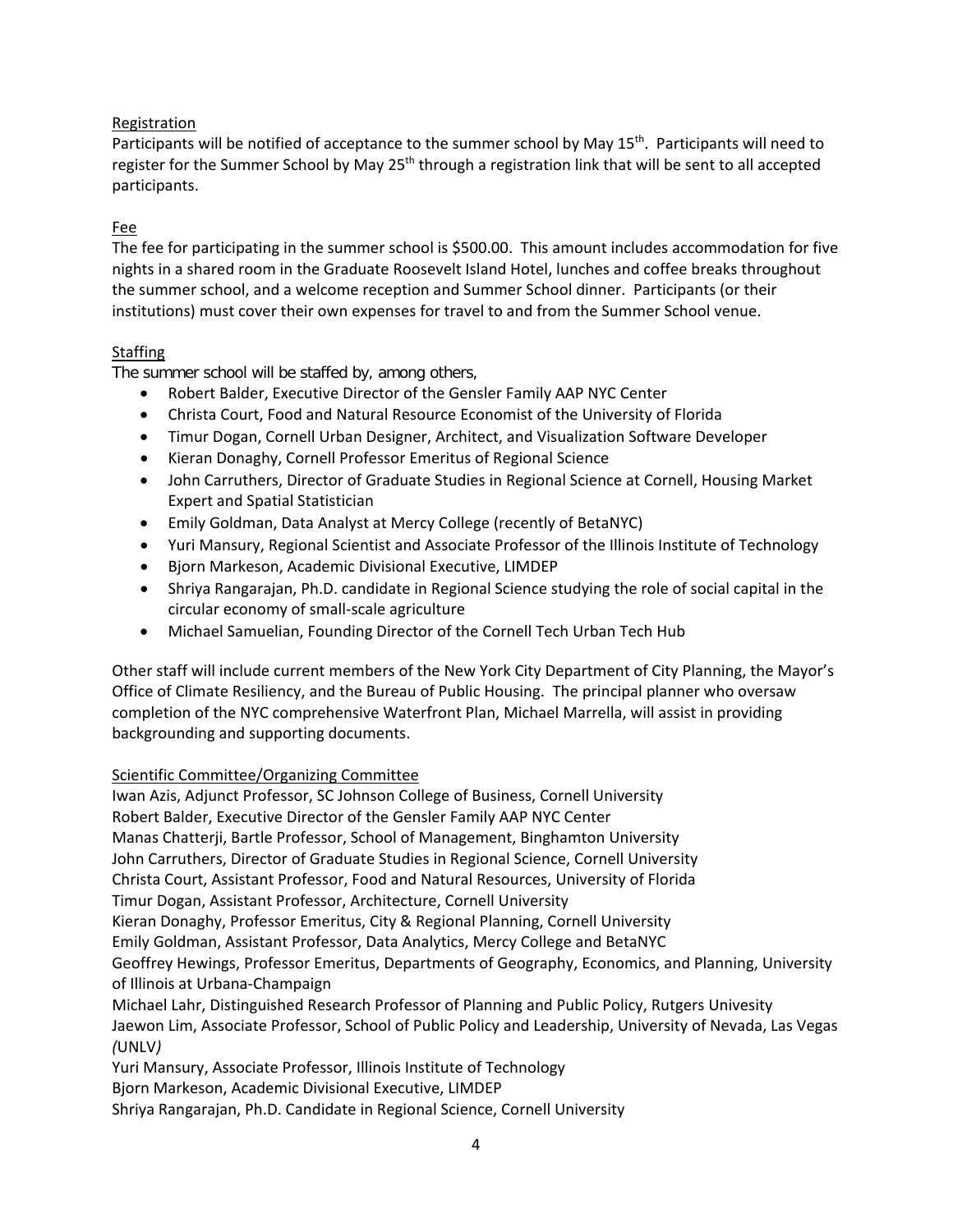## Registration

Participants will be notified of acceptance to the summer school by May 15th. Participants will need to register for the Summer School by May 25th through a registration link that will be sent to all accepted participants.

## Fee

The fee for participating in the summer school is $500.00. This amount includes accommodation for five nights in a shared room in the Graduate Roosevelt Island Hotel, lunches and coffee breaks throughout the summer school, and a welcome reception and Summer School dinner. Participants (or their institutions) must cover their own expenses for travel to and from the Summer School venue.

## Staffing

The summer school will be staffed by, among others,

- Robert Balder, Executive Director of the Gensler Family AAP NYC Center
- Christa Court, Food and Natural Resource Economist of the University of Florida
- Timur Dogan, Cornell Urban Designer, Architect, and Visualization Software Developer
- Kieran Donaghy, Cornell Professor Emeritus of Regional Science
- John Carruthers, Director of Graduate Studies in Regional Science at Cornell, Housing Market Expert and Spatial Statistician
- Emily Goldman, Data Analyst at Mercy College (recently of BetaNYC)
- Yuri Mansury, Regional Scientist and Associate Professor of the Illinois Institute of Technology
- Bjorn Markeson, Academic Divisional Executive, LIMDEP
- Shriya Rangarajan, Ph.D. candidate in Regional Science studying the role of social capital in the circular economy of small-scale agriculture
- Michael Samuelian, Founding Director of the Cornell Tech Urban Tech Hub

Other staff will include current members of the New York City Department of City Planning, the Mayor's Office of Climate Resiliency, and the Bureau of Public Housing. The principal planner who oversaw completion of the NYC comprehensive Waterfront Plan, Michael Marrella, will assist in providing backgrounding and supporting documents.

## Scientific Committee/Organizing Committee

Iwan Azis, Adjunct Professor, SC Johnson College of Business, Cornell University
Robert Balder, Executive Director of the Gensler Family AAP NYC Center
Manas Chatterji, Bartle Professor, School of Management, Binghamton University
John Carruthers, Director of Graduate Studies in Regional Science, Cornell University
Christa Court, Assistant Professor, Food and Natural Resources, University of Florida
Timur Dogan, Assistant Professor, Architecture, Cornell University
Kieran Donaghy, Professor Emeritus, City & Regional Planning, Cornell University
Emily Goldman, Assistant Professor, Data Analytics, Mercy College and BetaNYC
Geoffrey Hewings, Professor Emeritus, Departments of Geography, Economics, and Planning, University of Illinois at Urbana-Champaign
Michael Lahr, Distinguished Research Professor of Planning and Public Policy, Rutgers Univesity
Jaewon Lim, Associate Professor, School of Public Policy and Leadership, University of Nevada, Las Vegas *(*UNLV*)*
Yuri Mansury, Associate Professor, Illinois Institute of Technology
Bjorn Markeson, Academic Divisional Executive, LIMDEP
Shriya Rangarajan, Ph.D. Candidate in Regional Science, Cornell University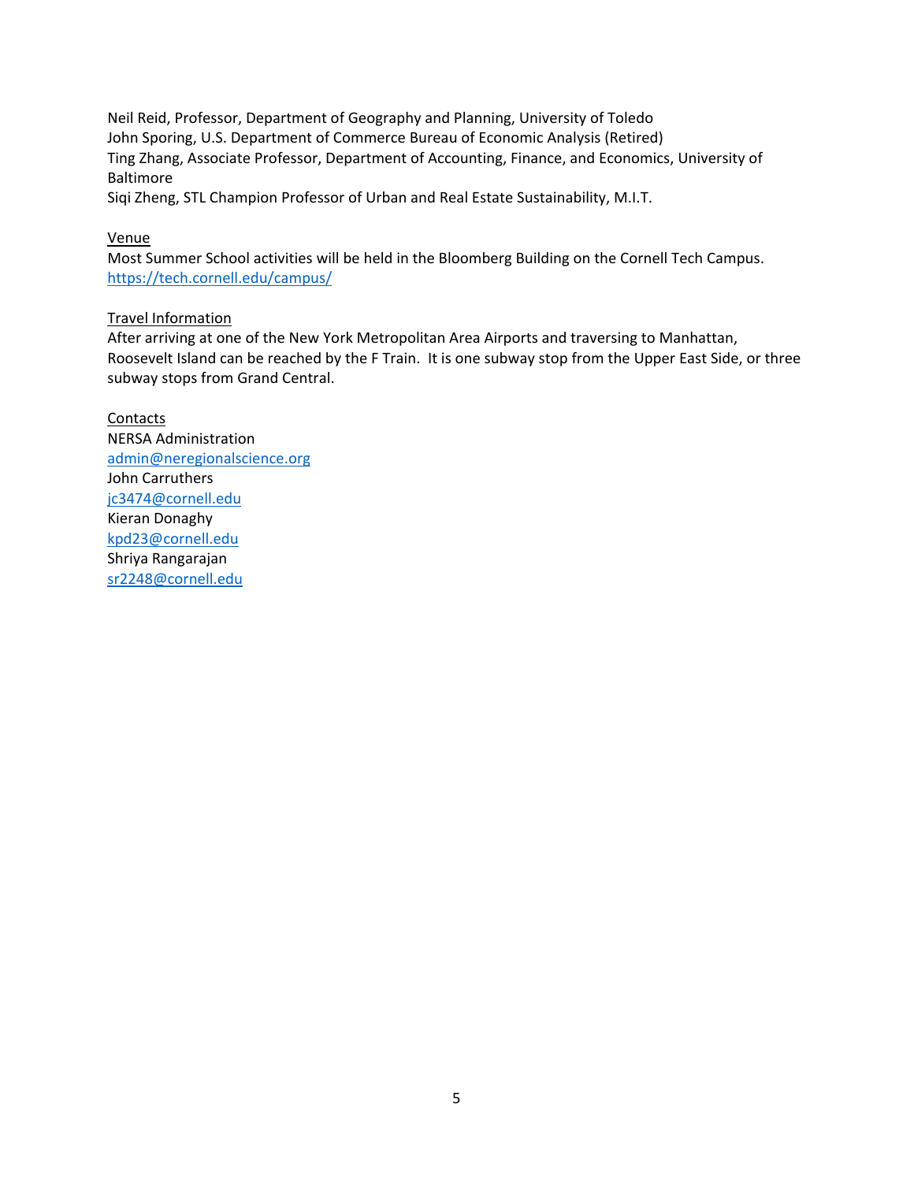Neil Reid, Professor, Department of Geography and Planning, University of Toledo
John Sporing, U.S. Department of Commerce Bureau of Economic Analysis (Retired)
Ting Zhang, Associate Professor, Department of Accounting, Finance, and Economics, University of Baltimore
Siqi Zheng, STL Champion Professor of Urban and Real Estate Sustainability, M.I.T.

Venue

Most Summer School activities will be held in the Bloomberg Building on the Cornell Tech Campus. https://tech.cornell.edu/campus/

Travel Information

After arriving at one of the New York Metropolitan Area Airports and traversing to Manhattan, Roosevelt Island can be reached by the F Train. It is one subway stop from the Upper East Side, or three subway stops from Grand Central.

Contacts

NERSA Administration
admin@neregionalscience.org
John Carruthers
jc3474@cornell.edu
Kieran Donaghy
kpd23@cornell.edu
Shriya Rangarajan
sr2248@cornell.edu